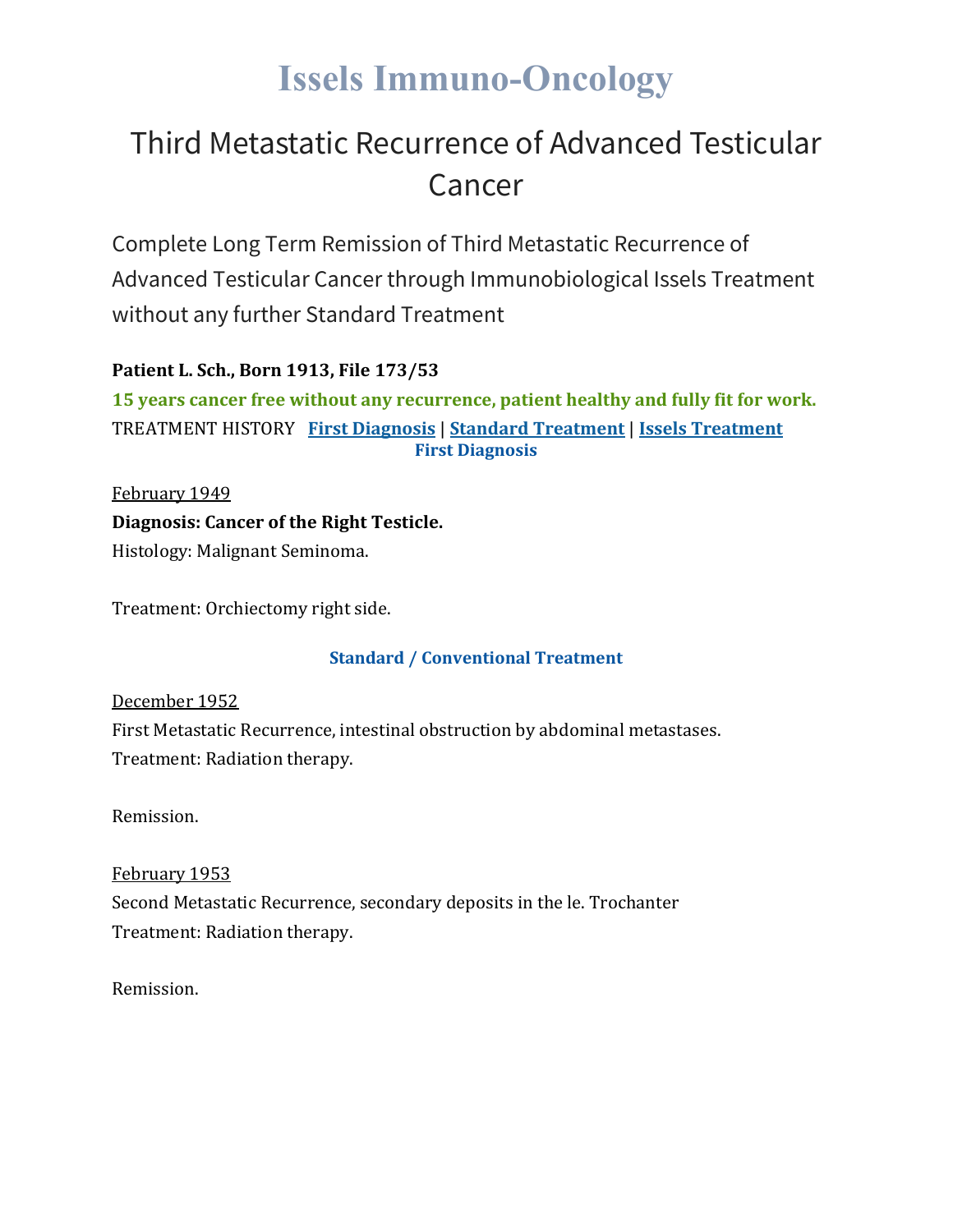# Issels Immuno-Oncology

## Third Metastatic Recurrence of Advanced Testicular Cancer

Complete Long Term Remission of Third Metastatic Recurrence of Advanced Testicular Cancer through Immunobiological Issels Treatment without any further Standard Treatment

**Patient L. Sch., Born 1913, File 173/53**

**15 years cancer free without any recurrence, patient healthy and fully fit for work.**

TREATMENT HISTORY **First Diagnosis** | **Standard Treatment** | **Issels Treatment**

### First Diagnosis

February 1949

**Diagnosis: Cancer of the Right Testicle.**

Histology: Malignant Seminoma.

Treatment: Orchiectomy right side.

### Standard / Conventional Treatment

December 1952

First Metastatic Recurrence, intestinal obstruction by abdominal metastases.

Treatment: Radiation therapy.

Remission.

February 1953

Second Metastatic Recurrence, secondary deposits in the le. Trochanter

Treatment: Radiation therapy.

Remission.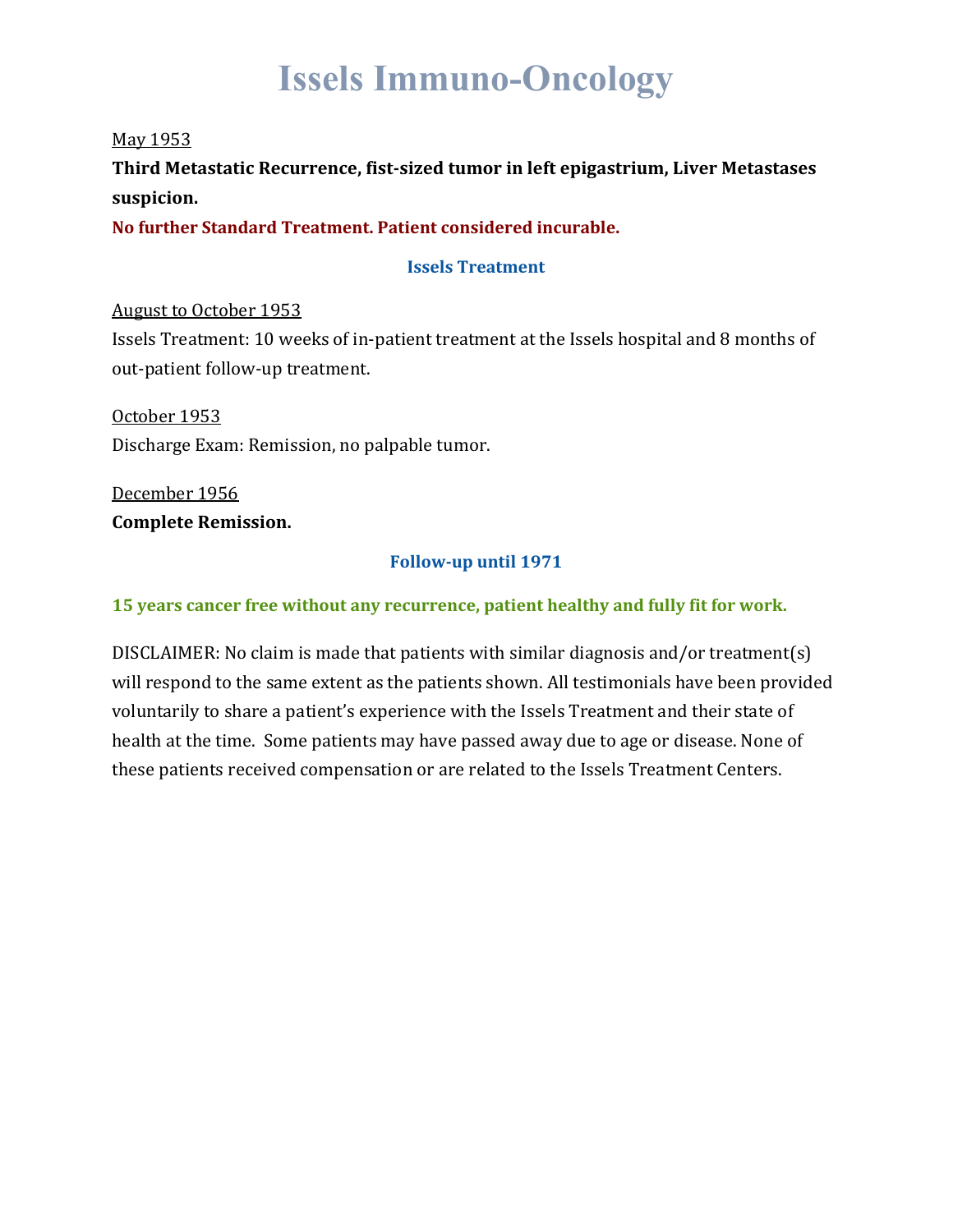# Issels Immuno-Oncology

May 1953

**Third Metastatic Recurrence, fist-sized tumor in left epigastrium, Liver Metastases suspicion.**

**No further Standard Treatment. Patient considered incurable.**

**Issels Treatment**

August to October 1953

Issels Treatment: 10 weeks of in-patient treatment at the Issels hospital and 8 months of out-patient follow-up treatment.

October 1953

Discharge Exam: Remission, no palpable tumor.

December 1956

**Complete Remission.**

**Follow-up until 1971**

**15 years cancer free without any recurrence, patient healthy and fully fit for work.**

DISCLAIMER: No claim is made that patients with similar diagnosis and/or treatment(s) will respond to the same extent as the patients shown. All testimonials have been provided voluntarily to share a patient's experience with the Issels Treatment and their state of health at the time. Some patients may have passed away due to age or disease. None of these patients received compensation or are related to the Issels Treatment Centers.